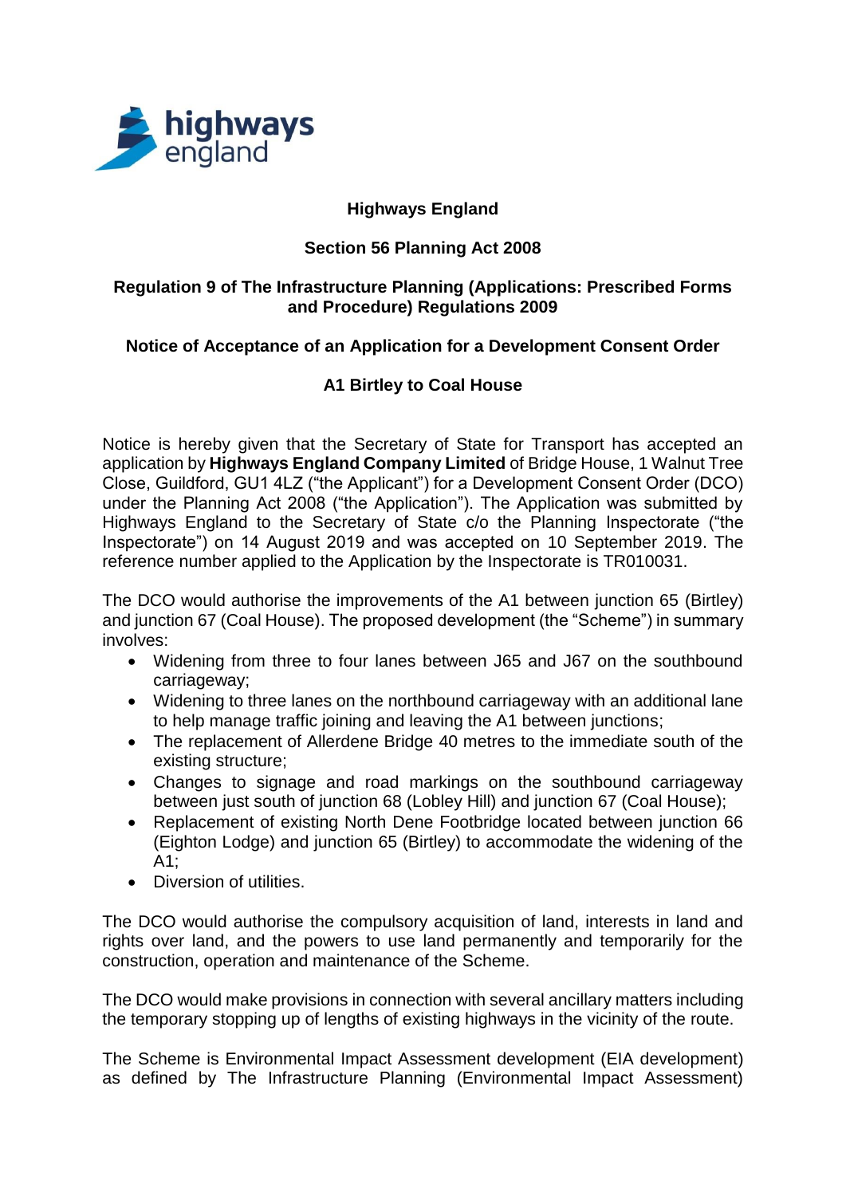**Highways England**

**Section 56 Planning Act 2008**

**Regulation 9 of The Infrastructure Planning (Applications: Prescribed Forms and Procedure) Regulations 2009**

**Notice of Acceptance of an Application for a Development Consent Order**

**A1 Birtley to Coal House**

Notice is hereby given that the Secretary of State for Transport has accepted an application by **Highways England Company Limited** of Bridge House, 1 Walnut Tree Close, Guildford, GU1 4LZ ("the Applicant") for a Development Consent Order (DCO) under the Planning Act 2008 ("the Application"). The Application was submitted by Highways England to the Secretary of State c/o the Planning Inspectorate ("the Inspectorate") on 14 August 2019 and was accepted on 10 September 2019. The reference number applied to the Application by the Inspectorate is TR010031.

The DCO would authorise the improvements of the A1 between junction 65 (Birtley) and junction 67 (Coal House). The proposed development (the "Scheme") in summary involves:

- Widening from three to four lanes between J65 and J67 on the southbound carriageway;
- Widening to three lanes on the northbound carriageway with an additional lane to help manage traffic joining and leaving the A1 between junctions;
- The replacement of Allerdene Bridge 40 metres to the immediate south of the existing structure;
- Changes to signage and road markings on the southbound carriageway between just south of junction 68 (Lobley Hill) and junction 67 (Coal House);
- Replacement of existing North Dene Footbridge located between junction 66 (Eighton Lodge) and junction 65 (Birtley) to accommodate the widening of the A1;
- Diversion of utilities.

The DCO would authorise the compulsory acquisition of land, interests in land and rights over land, and the powers to use land permanently and temporarily for the construction, operation and maintenance of the Scheme.

The DCO would make provisions in connection with several ancillary matters including the temporary stopping up of lengths of existing highways in the vicinity of the route.

The Scheme is Environmental Impact Assessment development (EIA development) as defined by The Infrastructure Planning (Environmental Impact Assessment)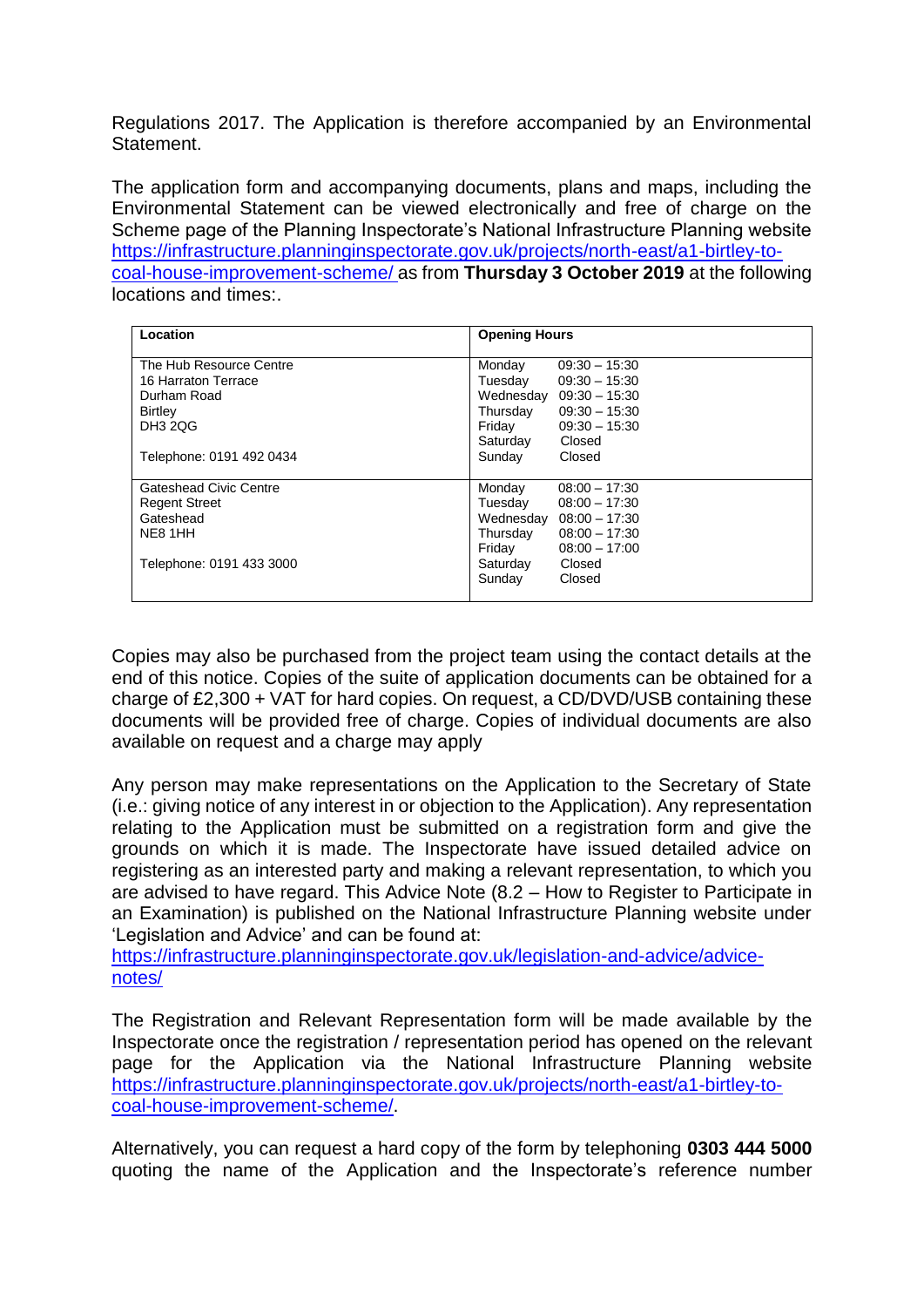Regulations 2017. The Application is therefore accompanied by an Environmental Statement.

The application form and accompanying documents, plans and maps, including the Environmental Statement can be viewed electronically and free of charge on the Scheme page of the Planning Inspectorate's National Infrastructure Planning website [https://infrastructure.planninginspectorate.gov.uk/projects/north-east/a1-birtley-to-coal-house-improvement-scheme/](https://infrastructure.planninginspectorate.gov.uk/projects/north-east/a1-birtley-to-coal-house-improvement-scheme/) as from **Thursday 3 October 2019** at the following locations and times:.

| Location | Opening Hours |
| --- | --- |
| The Hub Resource Centre<br>16 Harraton Terrace<br>Durham Road<br>Birtley<br>DH3 2QG<br><br>Telephone: 0191 492 0434 | Monday 09:30 – 15:30<br>Tuesday 09:30 – 15:30<br>Wednesday 09:30 – 15:30<br>Thursday 09:30 – 15:30<br>Friday 09:30 – 15:30<br>Saturday Closed<br>Sunday Closed |
| Gateshead Civic Centre<br>Regent Street<br>Gateshead<br>NE8 1HH<br><br>Telephone: 0191 433 3000 | Monday 08:00 – 17:30<br>Tuesday 08:00 – 17:30<br>Wednesday 08:00 – 17:30<br>Thursday 08:00 – 17:30<br>Friday 08:00 – 17:00<br>Saturday Closed<br>Sunday Closed |

Copies may also be purchased from the project team using the contact details at the end of this notice. Copies of the suite of application documents can be obtained for a charge of £2,300 + VAT for hard copies. On request, a CD/DVD/USB containing these documents will be provided free of charge. Copies of individual documents are also available on request and a charge may apply

Any person may make representations on the Application to the Secretary of State (i.e.: giving notice of any interest in or objection to the Application). Any representation relating to the Application must be submitted on a registration form and give the grounds on which it is made. The Inspectorate have issued detailed advice on registering as an interested party and making a relevant representation, to which you are advised to have regard. This Advice Note (8.2 – How to Register to Participate in an Examination) is published on the National Infrastructure Planning website under 'Legislation and Advice' and can be found at: [https://infrastructure.planninginspectorate.gov.uk/legislation-and-advice/advice-notes/](https://infrastructure.planninginspectorate.gov.uk/legislation-and-advice/advice-notes/)

The Registration and Relevant Representation form will be made available by the Inspectorate once the registration / representation period has opened on the relevant page for the Application via the National Infrastructure Planning website [https://infrastructure.planninginspectorate.gov.uk/projects/north-east/a1-birtley-to-coal-house-improvement-scheme/](https://infrastructure.planninginspectorate.gov.uk/projects/north-east/a1-birtley-to-coal-house-improvement-scheme/).

Alternatively, you can request a hard copy of the form by telephoning **0303 444 5000** quoting the name of the Application and the Inspectorate's reference number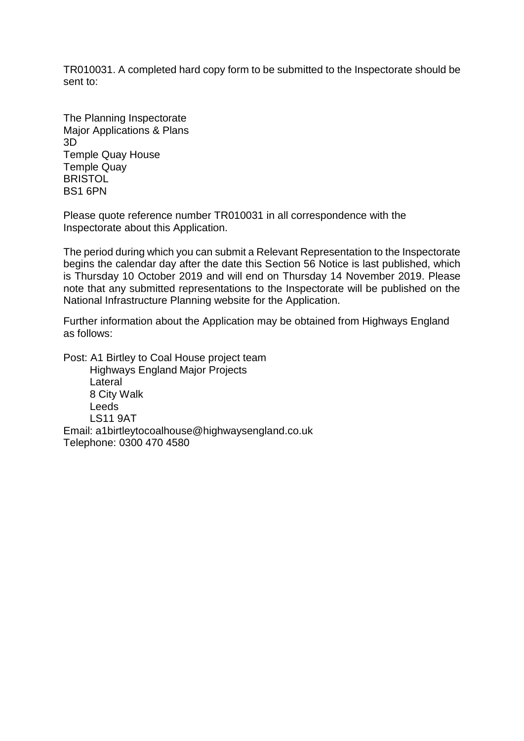TR010031. A completed hard copy form to be submitted to the Inspectorate should be sent to:

The Planning Inspectorate
Major Applications & Plans
3D
Temple Quay House
Temple Quay
BRISTOL
BS1 6PN

Please quote reference number TR010031 in all correspondence with the Inspectorate about this Application.

The period during which you can submit a Relevant Representation to the Inspectorate begins the calendar day after the date this Section 56 Notice is last published, which is Thursday 10 October 2019 and will end on Thursday 14 November 2019. Please note that any submitted representations to the Inspectorate will be published on the National Infrastructure Planning website for the Application.

Further information about the Application may be obtained from Highways England as follows:

Post: A1 Birtley to Coal House project team
Highways England Major Projects
Lateral
8 City Walk
Leeds
LS11 9AT
Email: a1birtleytocoalhouse@highwaysengland.co.uk
Telephone: 0300 470 4580